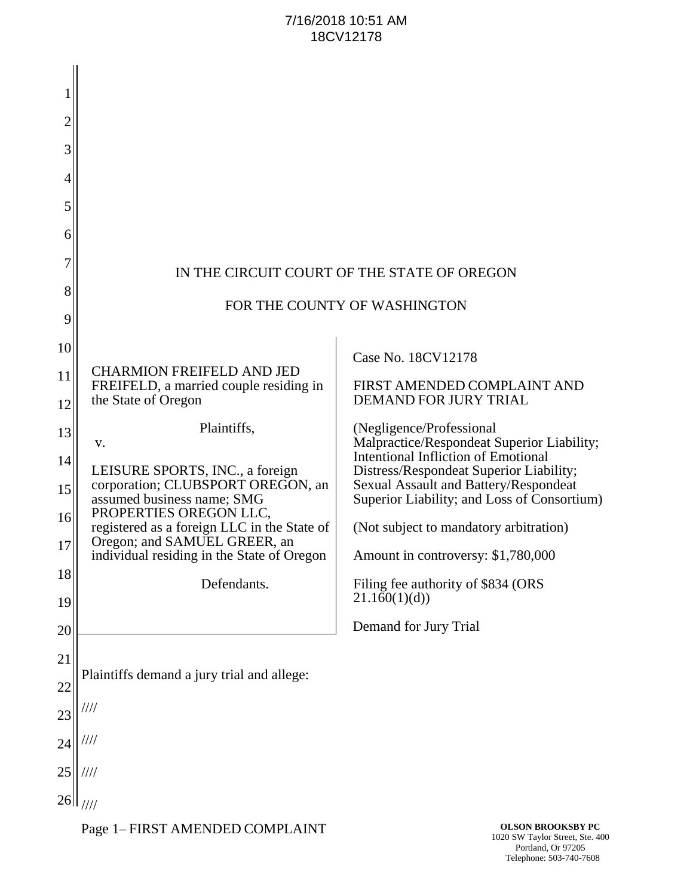7/16/2018 10:51 AM
18CV12178

IN THE CIRCUIT COURT OF THE STATE OF OREGON

FOR THE COUNTY OF WASHINGTON

| | |
|---|---|
| CHARMION FREIFELD AND JED FREIFELD, a married couple residing in the State of Oregon<br><br>Plaintiffs,<br><br>v.<br><br>LEISURE SPORTS, INC., a foreign corporation; CLUBSPORT OREGON, an assumed business name; SMG PROPERTIES OREGON LLC, registered as a foreign LLC in the State of Oregon; and SAMUEL GREER, an individual residing in the State of Oregon<br><br>Defendants. | Case No. 18CV12178<br><br>FIRST AMENDED COMPLAINT AND DEMAND FOR JURY TRIAL<br><br>(Negligence/Professional Malpractice/Respondeat Superior Liability; Intentional Infliction of Emotional Distress/Respondeat Superior Liability; Sexual Assault and Battery/Respondeat Superior Liability; and Loss of Consortium)<br><br>(Not subject to mandatory arbitration)<br><br>Amount in controversy: $1,780,000<br><br>Filing fee authority of $834 (ORS 21.160(1)(d))<br><br>Demand for Jury Trial |

Plaintiffs demand a jury trial and allege:

////

////

////

////

Page 1– FIRST AMENDED COMPLAINT

**OLSON BROOKSBY PC**
1020 SW Taylor Street, Ste. 400
Portland, Or 97205
Telephone: 503-740-7608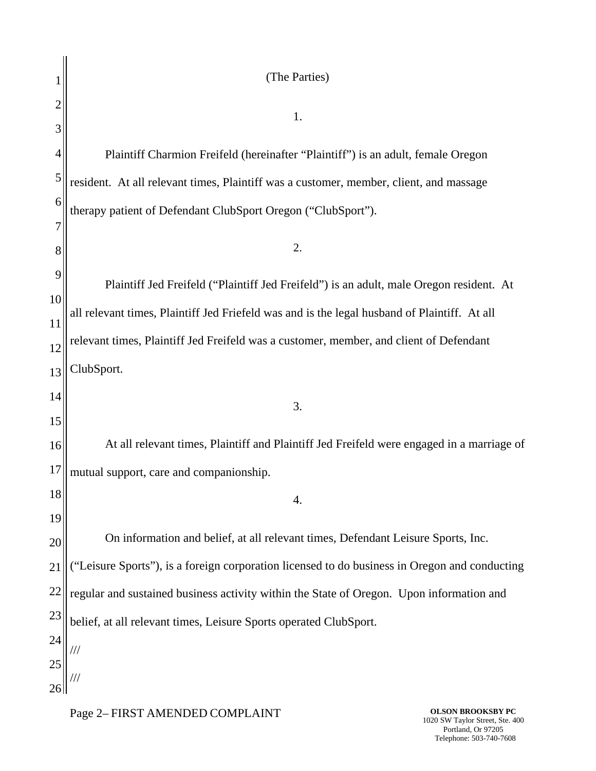(The Parties)

1.

Plaintiff Charmion Freifeld (hereinafter "Plaintiff") is an adult, female Oregon resident. At all relevant times, Plaintiff was a customer, member, client, and massage therapy patient of Defendant ClubSport Oregon ("ClubSport").

2.

Plaintiff Jed Freifeld ("Plaintiff Jed Freifeld") is an adult, male Oregon resident. At all relevant times, Plaintiff Jed Friefeld was and is the legal husband of Plaintiff. At all relevant times, Plaintiff Jed Freifeld was a customer, member, and client of Defendant ClubSport.

3.

At all relevant times, Plaintiff and Plaintiff Jed Freifeld were engaged in a marriage of mutual support, care and companionship.

4.

On information and belief, at all relevant times, Defendant Leisure Sports, Inc. ("Leisure Sports"), is a foreign corporation licensed to do business in Oregon and conducting regular and sustained business activity within the State of Oregon. Upon information and belief, at all relevant times, Leisure Sports operated ClubSport.

///

///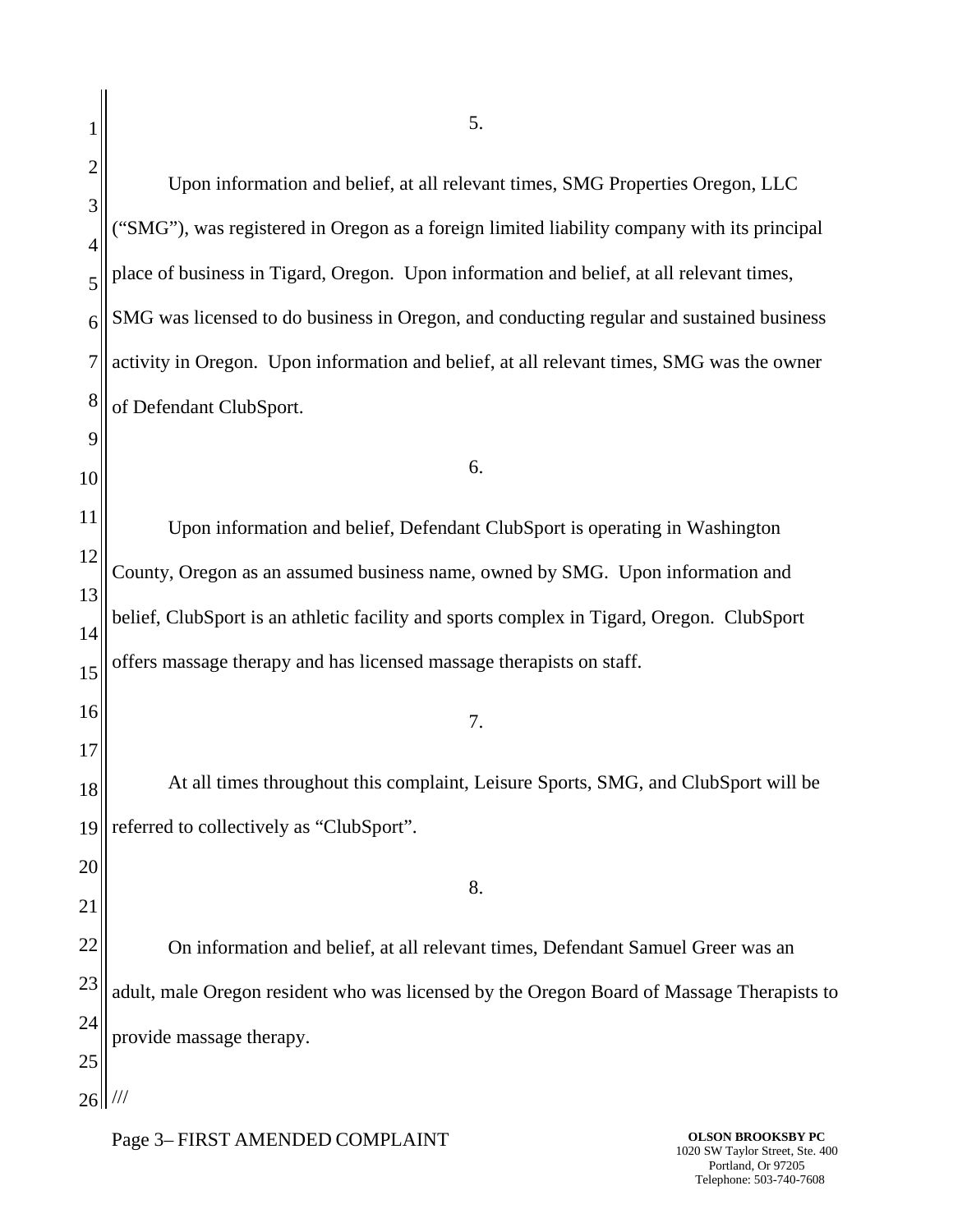5.

Upon information and belief, at all relevant times, SMG Properties Oregon, LLC ("SMG"), was registered in Oregon as a foreign limited liability company with its principal place of business in Tigard, Oregon. Upon information and belief, at all relevant times, SMG was licensed to do business in Oregon, and conducting regular and sustained business activity in Oregon. Upon information and belief, at all relevant times, SMG was the owner of Defendant ClubSport.

6.

Upon information and belief, Defendant ClubSport is operating in Washington County, Oregon as an assumed business name, owned by SMG. Upon information and belief, ClubSport is an athletic facility and sports complex in Tigard, Oregon. ClubSport offers massage therapy and has licensed massage therapists on staff.

7.

At all times throughout this complaint, Leisure Sports, SMG, and ClubSport will be referred to collectively as "ClubSport".

8.

On information and belief, at all relevant times, Defendant Samuel Greer was an adult, male Oregon resident who was licensed by the Oregon Board of Massage Therapists to provide massage therapy.

///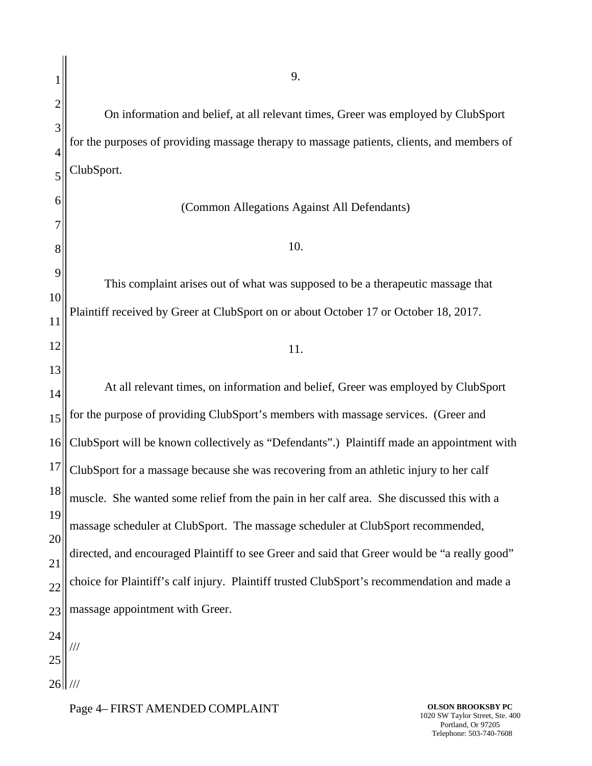9.

On information and belief, at all relevant times, Greer was employed by ClubSport for the purposes of providing massage therapy to massage patients, clients, and members of ClubSport.

(Common Allegations Against All Defendants)

10.

This complaint arises out of what was supposed to be a therapeutic massage that Plaintiff received by Greer at ClubSport on or about October 17 or October 18, 2017.

11.

At all relevant times, on information and belief, Greer was employed by ClubSport for the purpose of providing ClubSport's members with massage services. (Greer and ClubSport will be known collectively as "Defendants".) Plaintiff made an appointment with ClubSport for a massage because she was recovering from an athletic injury to her calf muscle. She wanted some relief from the pain in her calf area. She discussed this with a massage scheduler at ClubSport. The massage scheduler at ClubSport recommended, directed, and encouraged Plaintiff to see Greer and said that Greer would be "a really good" choice for Plaintiff's calf injury. Plaintiff trusted ClubSport's recommendation and made a massage appointment with Greer.

///

///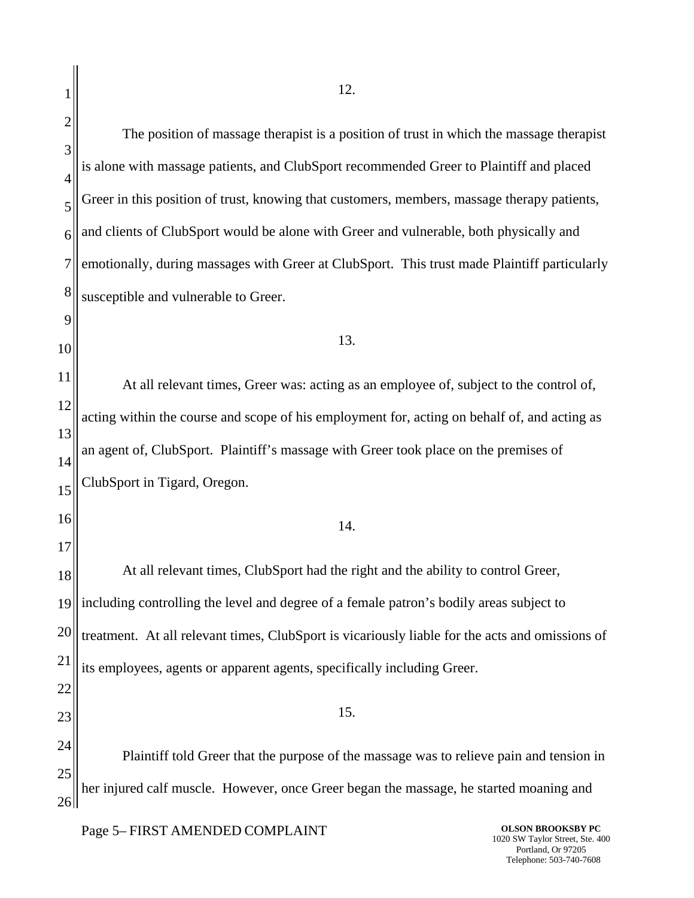12.

The position of massage therapist is a position of trust in which the massage therapist is alone with massage patients, and ClubSport recommended Greer to Plaintiff and placed Greer in this position of trust, knowing that customers, members, massage therapy patients, and clients of ClubSport would be alone with Greer and vulnerable, both physically and emotionally, during massages with Greer at ClubSport. This trust made Plaintiff particularly susceptible and vulnerable to Greer.

13.

At all relevant times, Greer was: acting as an employee of, subject to the control of, acting within the course and scope of his employment for, acting on behalf of, and acting as an agent of, ClubSport. Plaintiff's massage with Greer took place on the premises of ClubSport in Tigard, Oregon.

14.

At all relevant times, ClubSport had the right and the ability to control Greer, including controlling the level and degree of a female patron's bodily areas subject to treatment. At all relevant times, ClubSport is vicariously liable for the acts and omissions of its employees, agents or apparent agents, specifically including Greer.

15.

Plaintiff told Greer that the purpose of the massage was to relieve pain and tension in her injured calf muscle. However, once Greer began the massage, he started moaning and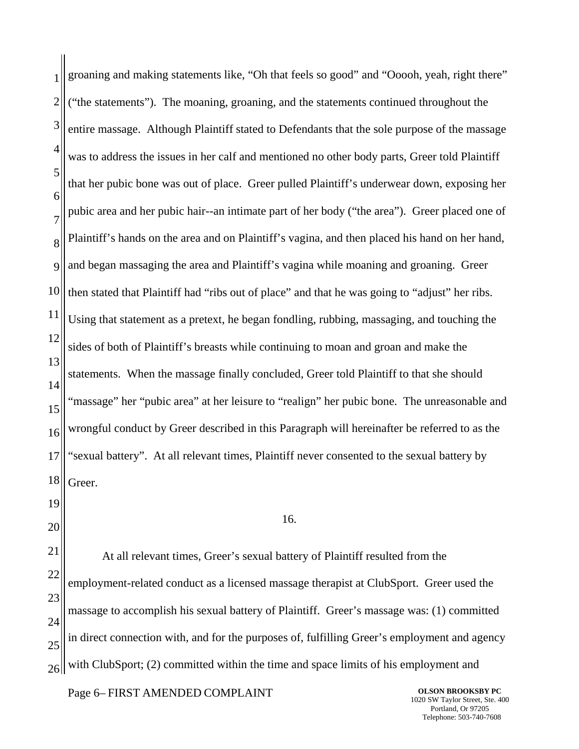groaning and making statements like, "Oh that feels so good" and "Ooooh, yeah, right there" ("the statements"). The moaning, groaning, and the statements continued throughout the entire massage. Although Plaintiff stated to Defendants that the sole purpose of the massage was to address the issues in her calf and mentioned no other body parts, Greer told Plaintiff that her pubic bone was out of place. Greer pulled Plaintiff's underwear down, exposing her pubic area and her pubic hair--an intimate part of her body ("the area"). Greer placed one of Plaintiff's hands on the area and on Plaintiff's vagina, and then placed his hand on her hand, and began massaging the area and Plaintiff's vagina while moaning and groaning. Greer then stated that Plaintiff had "ribs out of place" and that he was going to "adjust" her ribs. Using that statement as a pretext, he began fondling, rubbing, massaging, and touching the sides of both of Plaintiff's breasts while continuing to moan and groan and make the statements. When the massage finally concluded, Greer told Plaintiff to that she should "massage" her "pubic area" at her leisure to "realign" her pubic bone. The unreasonable and wrongful conduct by Greer described in this Paragraph will hereinafter be referred to as the "sexual battery". At all relevant times, Plaintiff never consented to the sexual battery by Greer.

16.

At all relevant times, Greer's sexual battery of Plaintiff resulted from the employment-related conduct as a licensed massage therapist at ClubSport. Greer used the massage to accomplish his sexual battery of Plaintiff. Greer's massage was: (1) committed in direct connection with, and for the purposes of, fulfilling Greer's employment and agency with ClubSport; (2) committed within the time and space limits of his employment and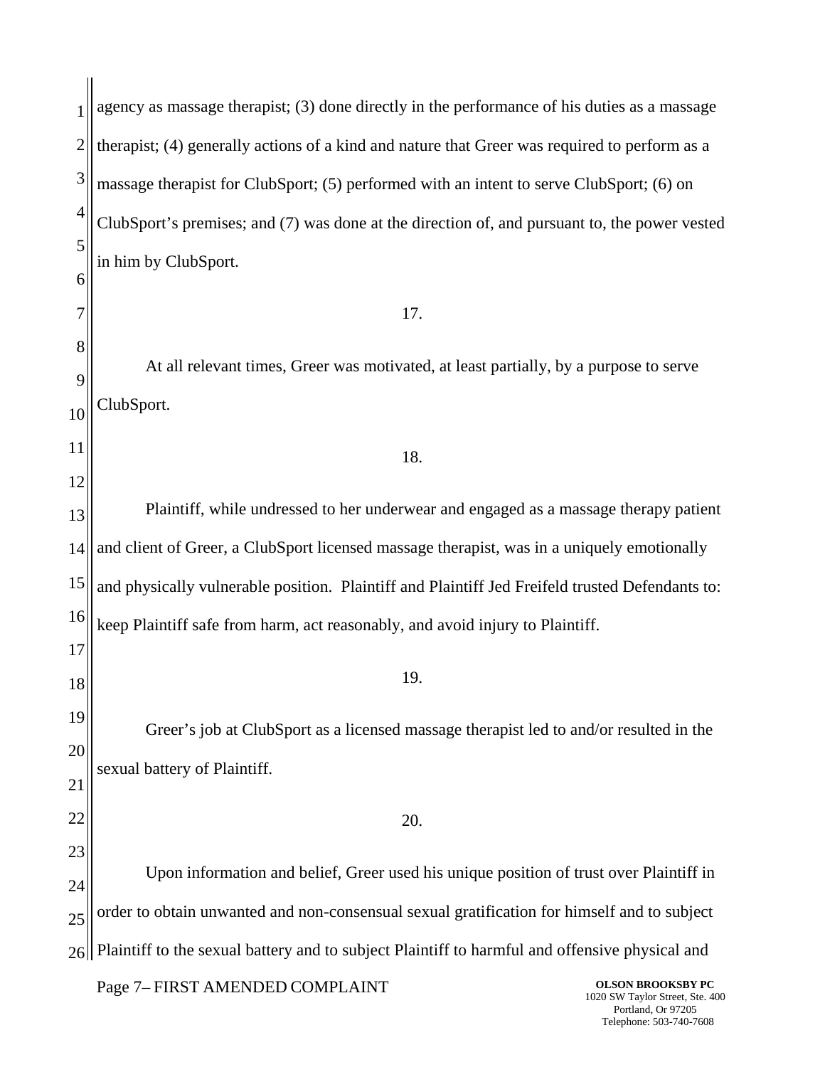agency as massage therapist; (3) done directly in the performance of his duties as a massage therapist; (4) generally actions of a kind and nature that Greer was required to perform as a massage therapist for ClubSport; (5) performed with an intent to serve ClubSport; (6) on ClubSport's premises; and (7) was done at the direction of, and pursuant to, the power vested in him by ClubSport.

17.

At all relevant times, Greer was motivated, at least partially, by a purpose to serve ClubSport.

18.

Plaintiff, while undressed to her underwear and engaged as a massage therapy patient and client of Greer, a ClubSport licensed massage therapist, was in a uniquely emotionally and physically vulnerable position. Plaintiff and Plaintiff Jed Freifeld trusted Defendants to: keep Plaintiff safe from harm, act reasonably, and avoid injury to Plaintiff.

19.

Greer's job at ClubSport as a licensed massage therapist led to and/or resulted in the sexual battery of Plaintiff.

20.

Upon information and belief, Greer used his unique position of trust over Plaintiff in order to obtain unwanted and non-consensual sexual gratification for himself and to subject Plaintiff to the sexual battery and to subject Plaintiff to harmful and offensive physical and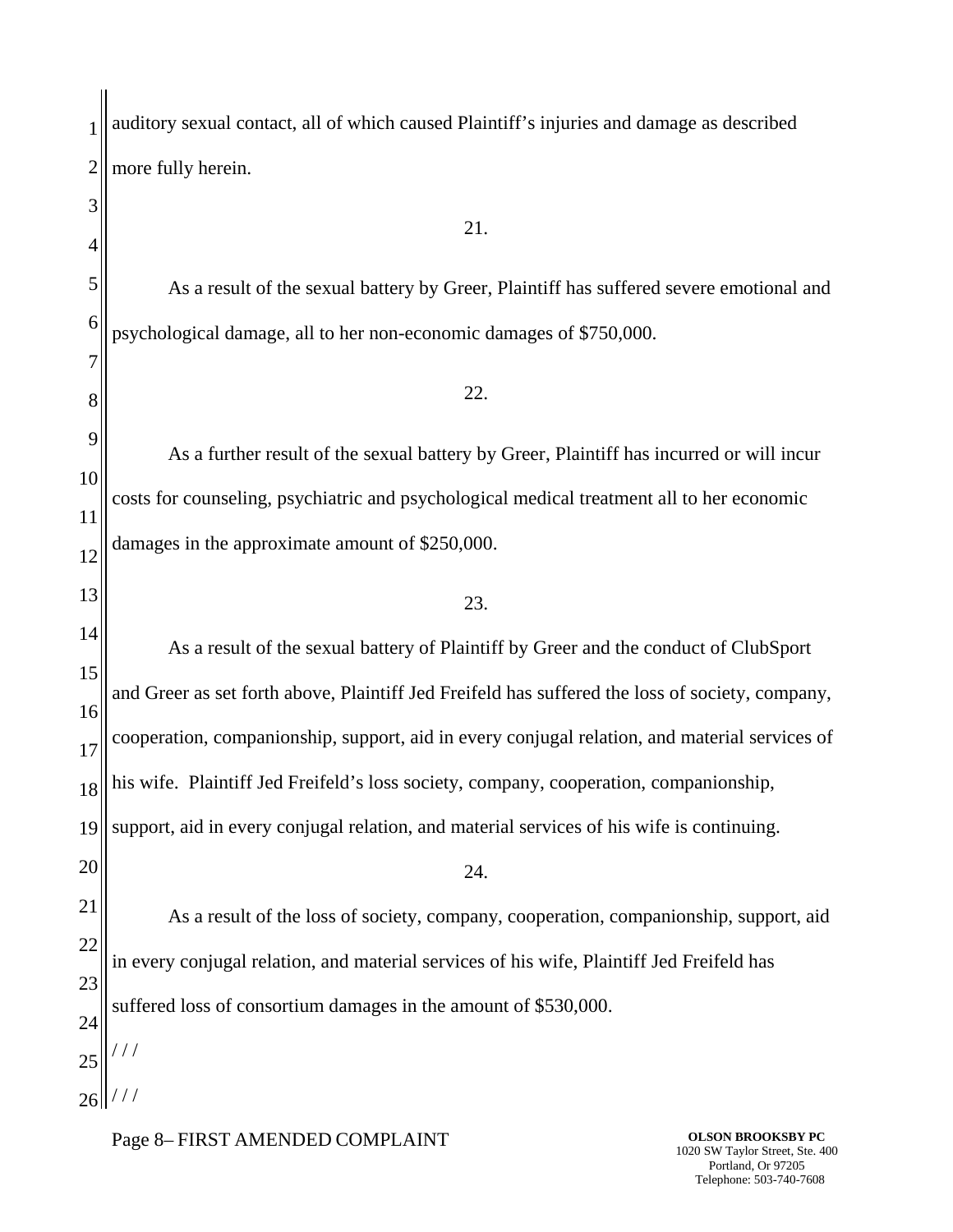auditory sexual contact, all of which caused Plaintiff's injuries and damage as described more fully herein.

21.

As a result of the sexual battery by Greer, Plaintiff has suffered severe emotional and psychological damage, all to her non-economic damages of $750,000.

22.

As a further result of the sexual battery by Greer, Plaintiff has incurred or will incur costs for counseling, psychiatric and psychological medical treatment all to her economic damages in the approximate amount of $250,000.

23.

As a result of the sexual battery of Plaintiff by Greer and the conduct of ClubSport and Greer as set forth above, Plaintiff Jed Freifeld has suffered the loss of society, company, cooperation, companionship, support, aid in every conjugal relation, and material services of his wife. Plaintiff Jed Freifeld's loss society, company, cooperation, companionship, support, aid in every conjugal relation, and material services of his wife is continuing.

24.

As a result of the loss of society, company, cooperation, companionship, support, aid in every conjugal relation, and material services of his wife, Plaintiff Jed Freifeld has suffered loss of consortium damages in the amount of $530,000.

/ / /

/ / /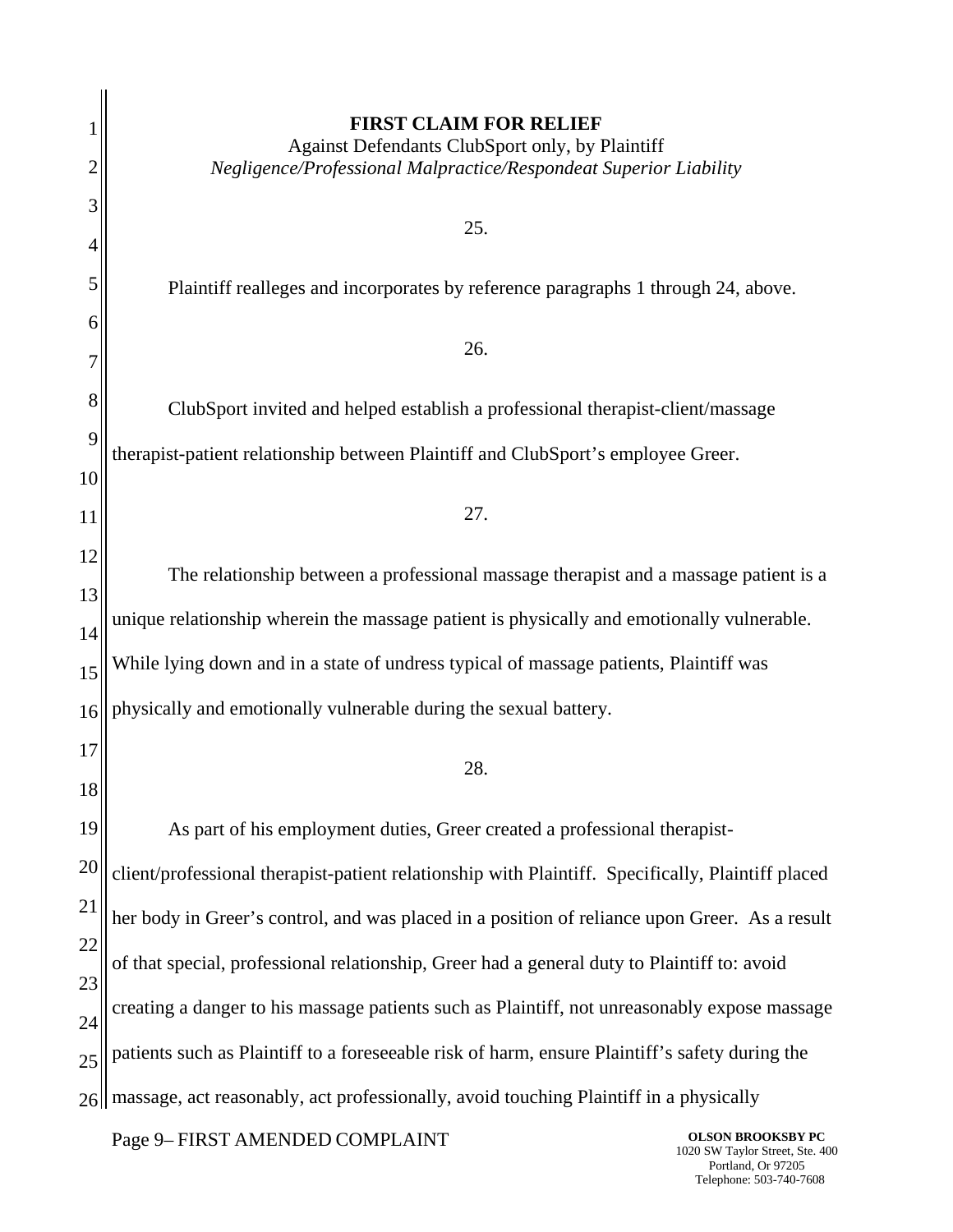**FIRST CLAIM FOR RELIEF**

Against Defendants ClubSport only, by Plaintiff

*Negligence/Professional Malpractice/Respondeat Superior Liability*

25.

Plaintiff realleges and incorporates by reference paragraphs 1 through 24, above.

26.

ClubSport invited and helped establish a professional therapist-client/massage therapist-patient relationship between Plaintiff and ClubSport's employee Greer.

27.

The relationship between a professional massage therapist and a massage patient is a unique relationship wherein the massage patient is physically and emotionally vulnerable. While lying down and in a state of undress typical of massage patients, Plaintiff was physically and emotionally vulnerable during the sexual battery.

28.

As part of his employment duties, Greer created a professional therapist-client/professional therapist-patient relationship with Plaintiff. Specifically, Plaintiff placed her body in Greer's control, and was placed in a position of reliance upon Greer. As a result of that special, professional relationship, Greer had a general duty to Plaintiff to: avoid creating a danger to his massage patients such as Plaintiff, not unreasonably expose massage patients such as Plaintiff to a foreseeable risk of harm, ensure Plaintiff's safety during the massage, act reasonably, act professionally, avoid touching Plaintiff in a physically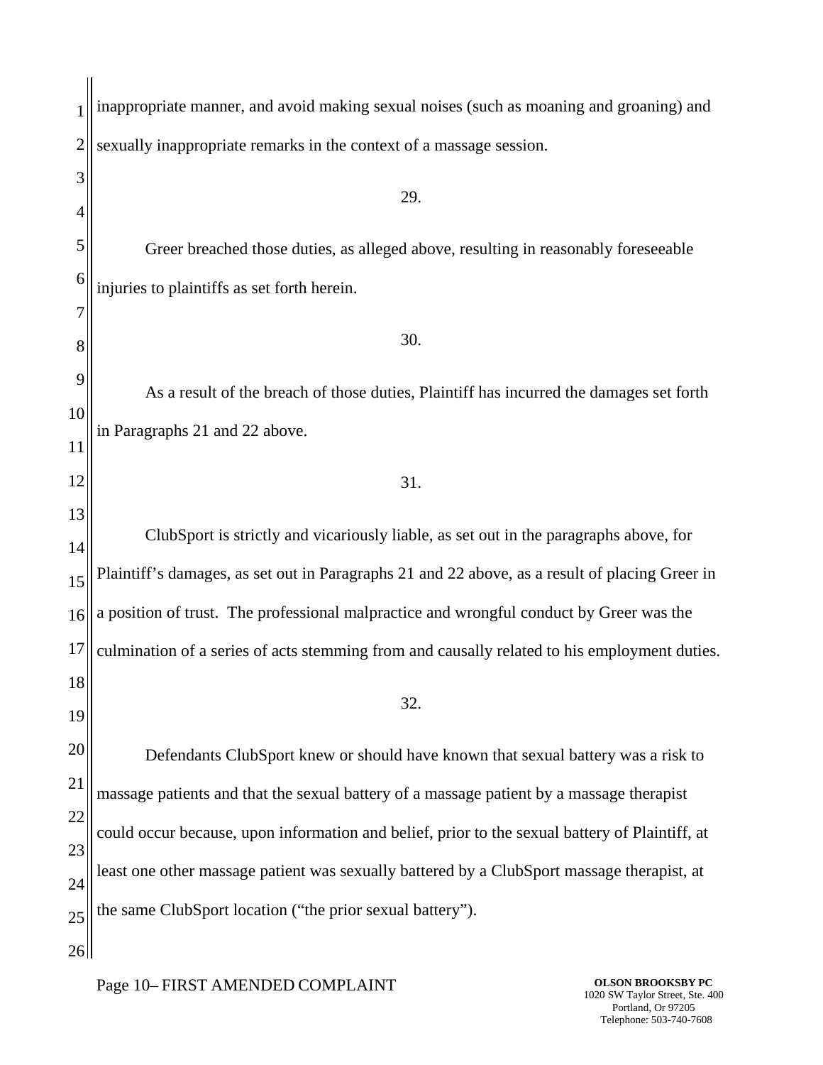inappropriate manner, and avoid making sexual noises (such as moaning and groaning) and sexually inappropriate remarks in the context of a massage session.

29.

Greer breached those duties, as alleged above, resulting in reasonably foreseeable injuries to plaintiffs as set forth herein.

30.

As a result of the breach of those duties, Plaintiff has incurred the damages set forth in Paragraphs 21 and 22 above.

31.

ClubSport is strictly and vicariously liable, as set out in the paragraphs above, for Plaintiff's damages, as set out in Paragraphs 21 and 22 above, as a result of placing Greer in a position of trust. The professional malpractice and wrongful conduct by Greer was the culmination of a series of acts stemming from and causally related to his employment duties.

32.

Defendants ClubSport knew or should have known that sexual battery was a risk to massage patients and that the sexual battery of a massage patient by a massage therapist could occur because, upon information and belief, prior to the sexual battery of Plaintiff, at least one other massage patient was sexually battered by a ClubSport massage therapist, at the same ClubSport location ("the prior sexual battery").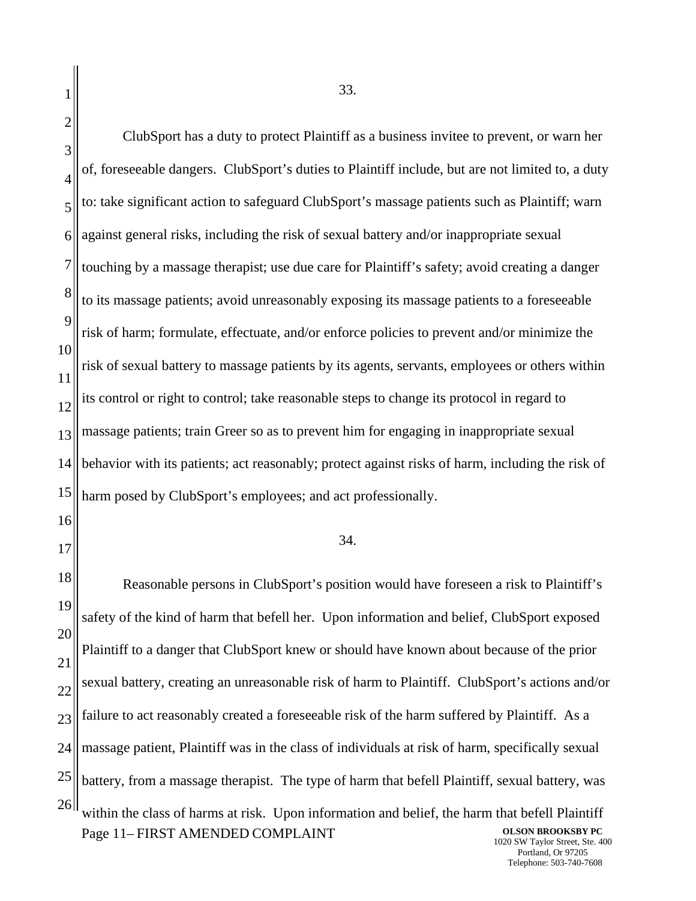33.

ClubSport has a duty to protect Plaintiff as a business invitee to prevent, or warn her of, foreseeable dangers. ClubSport's duties to Plaintiff include, but are not limited to, a duty to: take significant action to safeguard ClubSport's massage patients such as Plaintiff; warn against general risks, including the risk of sexual battery and/or inappropriate sexual touching by a massage therapist; use due care for Plaintiff's safety; avoid creating a danger to its massage patients; avoid unreasonably exposing its massage patients to a foreseeable risk of harm; formulate, effectuate, and/or enforce policies to prevent and/or minimize the risk of sexual battery to massage patients by its agents, servants, employees or others within its control or right to control; take reasonable steps to change its protocol in regard to massage patients; train Greer so as to prevent him for engaging in inappropriate sexual behavior with its patients; act reasonably; protect against risks of harm, including the risk of harm posed by ClubSport's employees; and act professionally.

34.

Reasonable persons in ClubSport's position would have foreseen a risk to Plaintiff's safety of the kind of harm that befell her. Upon information and belief, ClubSport exposed Plaintiff to a danger that ClubSport knew or should have known about because of the prior sexual battery, creating an unreasonable risk of harm to Plaintiff. ClubSport's actions and/or failure to act reasonably created a foreseeable risk of the harm suffered by Plaintiff. As a massage patient, Plaintiff was in the class of individuals at risk of harm, specifically sexual battery, from a massage therapist. The type of harm that befell Plaintiff, sexual battery, was within the class of harms at risk. Upon information and belief, the harm that befell Plaintiff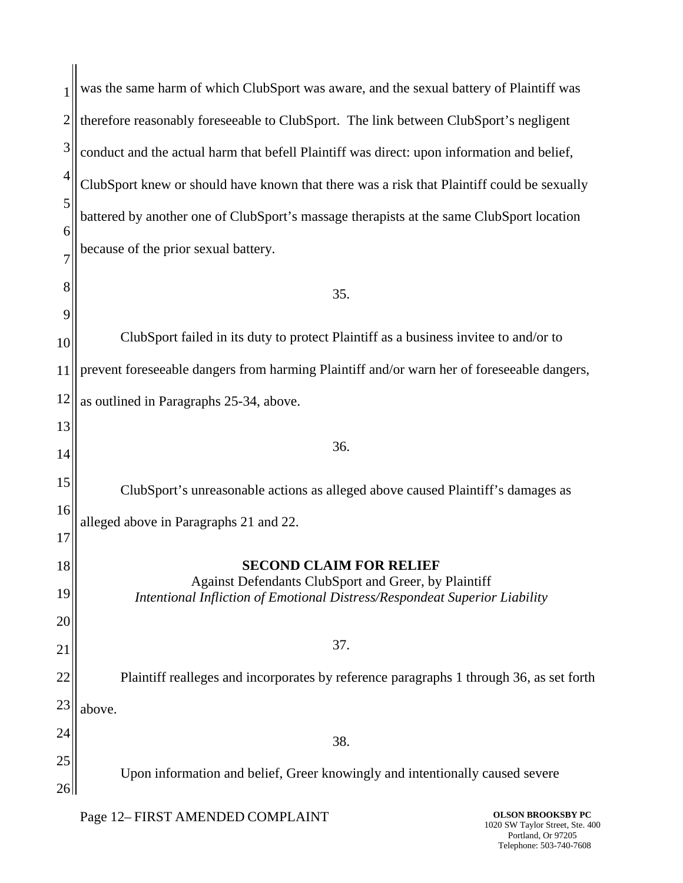was the same harm of which ClubSport was aware, and the sexual battery of Plaintiff was therefore reasonably foreseeable to ClubSport. The link between ClubSport's negligent conduct and the actual harm that befell Plaintiff was direct: upon information and belief, ClubSport knew or should have known that there was a risk that Plaintiff could be sexually battered by another one of ClubSport's massage therapists at the same ClubSport location because of the prior sexual battery.

35.

ClubSport failed in its duty to protect Plaintiff as a business invitee to and/or to prevent foreseeable dangers from harming Plaintiff and/or warn her of foreseeable dangers, as outlined in Paragraphs 25-34, above.

36.

ClubSport's unreasonable actions as alleged above caused Plaintiff's damages as alleged above in Paragraphs 21 and 22.

**SECOND CLAIM FOR RELIEF**
Against Defendants ClubSport and Greer, by Plaintiff
*Intentional Infliction of Emotional Distress/Respondeat Superior Liability*

37.

Plaintiff realleges and incorporates by reference paragraphs 1 through 36, as set forth above.

38.

Upon information and belief, Greer knowingly and intentionally caused severe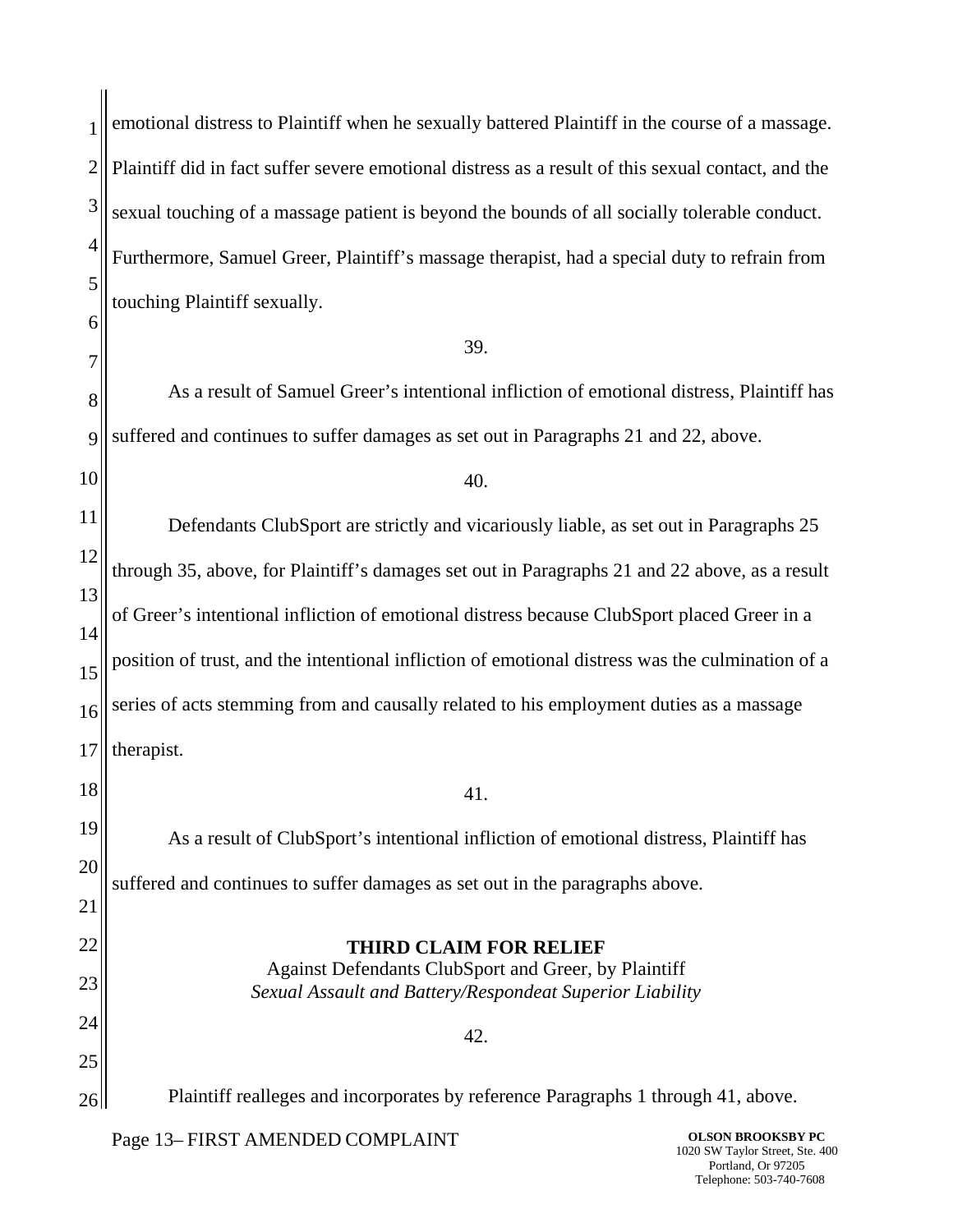emotional distress to Plaintiff when he sexually battered Plaintiff in the course of a massage. Plaintiff did in fact suffer severe emotional distress as a result of this sexual contact, and the sexual touching of a massage patient is beyond the bounds of all socially tolerable conduct. Furthermore, Samuel Greer, Plaintiff's massage therapist, had a special duty to refrain from touching Plaintiff sexually.

39.

As a result of Samuel Greer's intentional infliction of emotional distress, Plaintiff has suffered and continues to suffer damages as set out in Paragraphs 21 and 22, above.

40.

Defendants ClubSport are strictly and vicariously liable, as set out in Paragraphs 25 through 35, above, for Plaintiff's damages set out in Paragraphs 21 and 22 above, as a result of Greer's intentional infliction of emotional distress because ClubSport placed Greer in a position of trust, and the intentional infliction of emotional distress was the culmination of a series of acts stemming from and causally related to his employment duties as a massage therapist.

41.

As a result of ClubSport's intentional infliction of emotional distress, Plaintiff has suffered and continues to suffer damages as set out in the paragraphs above.

**THIRD CLAIM FOR RELIEF**
Against Defendants ClubSport and Greer, by Plaintiff
*Sexual Assault and Battery/Respondeat Superior Liability*

42.

Plaintiff realleges and incorporates by reference Paragraphs 1 through 41, above.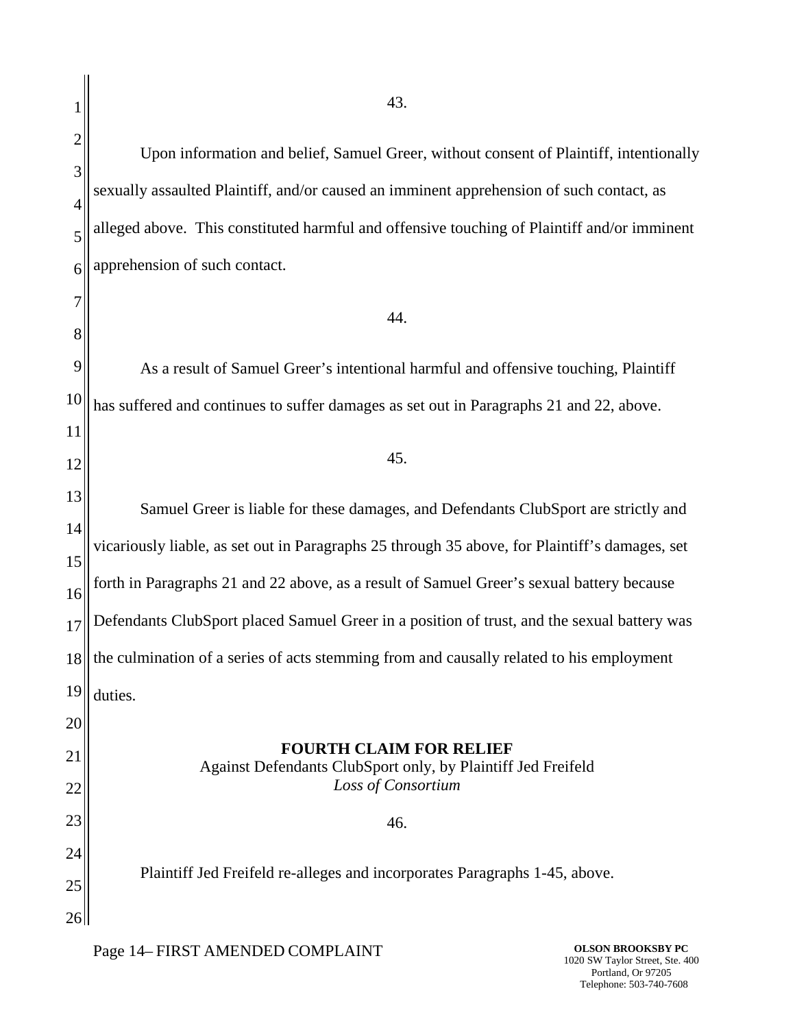43.

Upon information and belief, Samuel Greer, without consent of Plaintiff, intentionally sexually assaulted Plaintiff, and/or caused an imminent apprehension of such contact, as alleged above. This constituted harmful and offensive touching of Plaintiff and/or imminent apprehension of such contact.

44.

As a result of Samuel Greer's intentional harmful and offensive touching, Plaintiff has suffered and continues to suffer damages as set out in Paragraphs 21 and 22, above.

45.

Samuel Greer is liable for these damages, and Defendants ClubSport are strictly and vicariously liable, as set out in Paragraphs 25 through 35 above, for Plaintiff's damages, set forth in Paragraphs 21 and 22 above, as a result of Samuel Greer's sexual battery because Defendants ClubSport placed Samuel Greer in a position of trust, and the sexual battery was the culmination of a series of acts stemming from and causally related to his employment duties.

**FOURTH CLAIM FOR RELIEF**
Against Defendants ClubSport only, by Plaintiff Jed Freifeld
*Loss of Consortium*

46.

Plaintiff Jed Freifeld re-alleges and incorporates Paragraphs 1-45, above.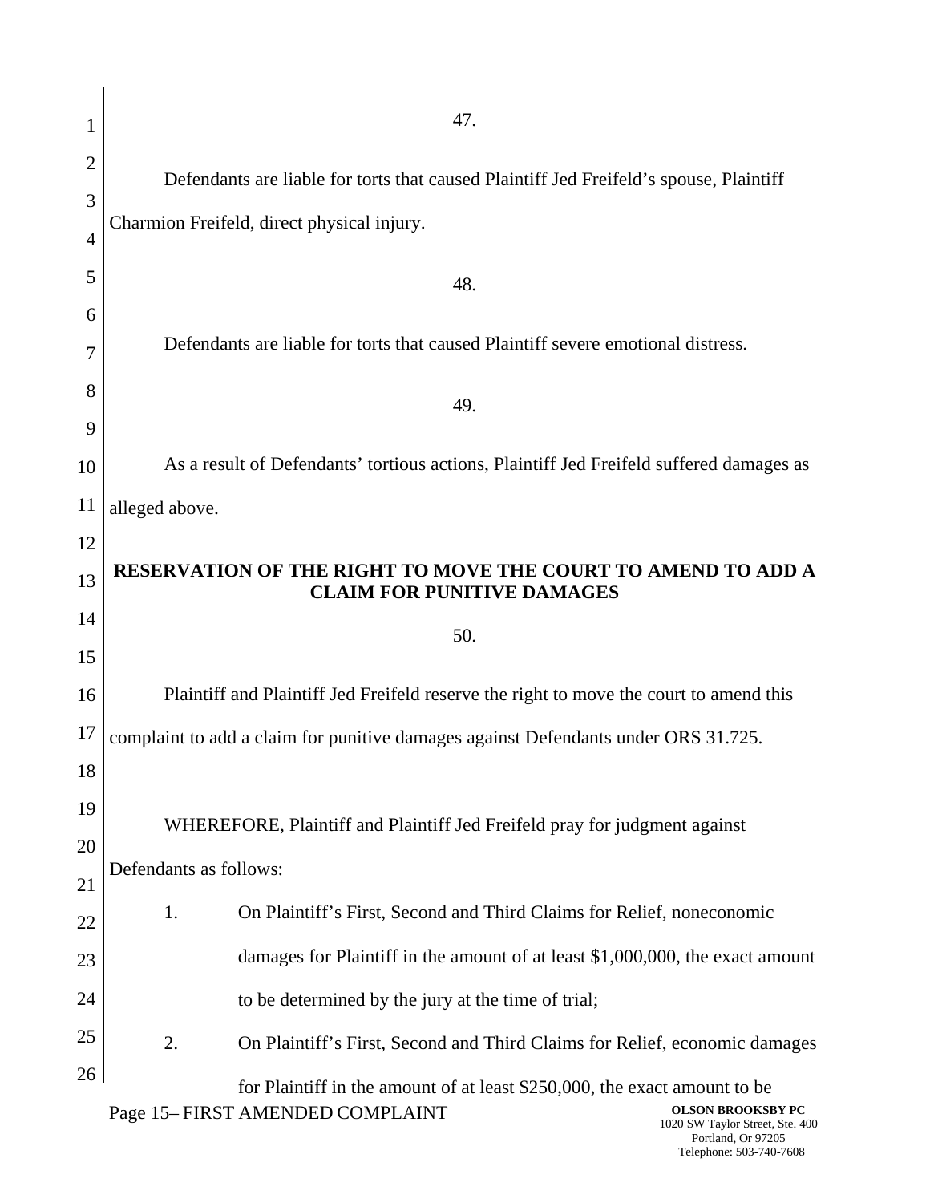47.

Defendants are liable for torts that caused Plaintiff Jed Freifeld's spouse, Plaintiff Charmion Freifeld, direct physical injury.

48.

Defendants are liable for torts that caused Plaintiff severe emotional distress.

49.

As a result of Defendants' tortious actions, Plaintiff Jed Freifeld suffered damages as alleged above.

**RESERVATION OF THE RIGHT TO MOVE THE COURT TO AMEND TO ADD A CLAIM FOR PUNITIVE DAMAGES**

50.

Plaintiff and Plaintiff Jed Freifeld reserve the right to move the court to amend this complaint to add a claim for punitive damages against Defendants under ORS 31.725.

WHEREFORE, Plaintiff and Plaintiff Jed Freifeld pray for judgment against Defendants as follows:

1. On Plaintiff's First, Second and Third Claims for Relief, noneconomic damages for Plaintiff in the amount of at least $1,000,000, the exact amount to be determined by the jury at the time of trial;
2. On Plaintiff's First, Second and Third Claims for Relief, economic damages for Plaintiff in the amount of at least $250,000, the exact amount to be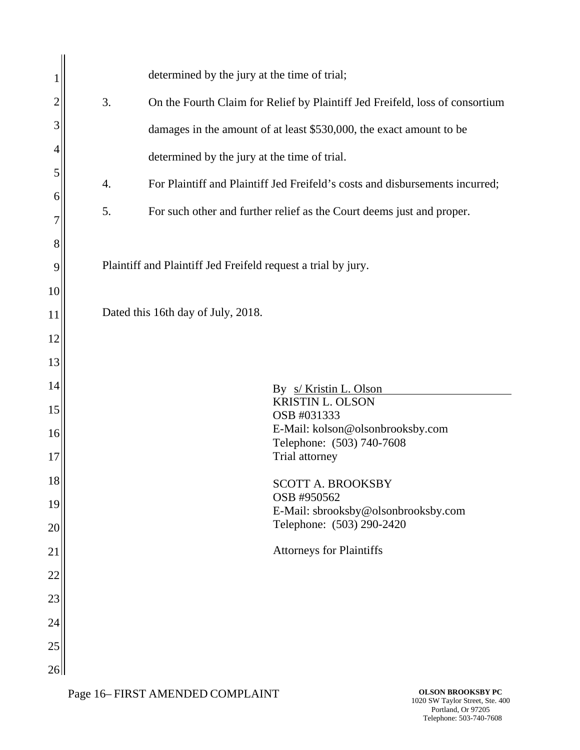determined by the jury at the time of trial;

3. On the Fourth Claim for Relief by Plaintiff Jed Freifeld, loss of consortium damages in the amount of at least $530,000, the exact amount to be determined by the jury at the time of trial.

4. For Plaintiff and Plaintiff Jed Freifeld's costs and disbursements incurred;

5. For such other and further relief as the Court deems just and proper.

Plaintiff and Plaintiff Jed Freifeld request a trial by jury.

Dated this 16th day of July, 2018.

By s/ Kristin L. Olson
KRISTIN L. OLSON
OSB #031333
E-Mail: kolson@olsonbrooksby.com
Telephone: (503) 740-7608
Trial attorney

SCOTT A. BROOKSBY
OSB #950562
E-Mail: sbrooksby@olsonbrooksby.com
Telephone: (503) 290-2420

Attorneys for Plaintiffs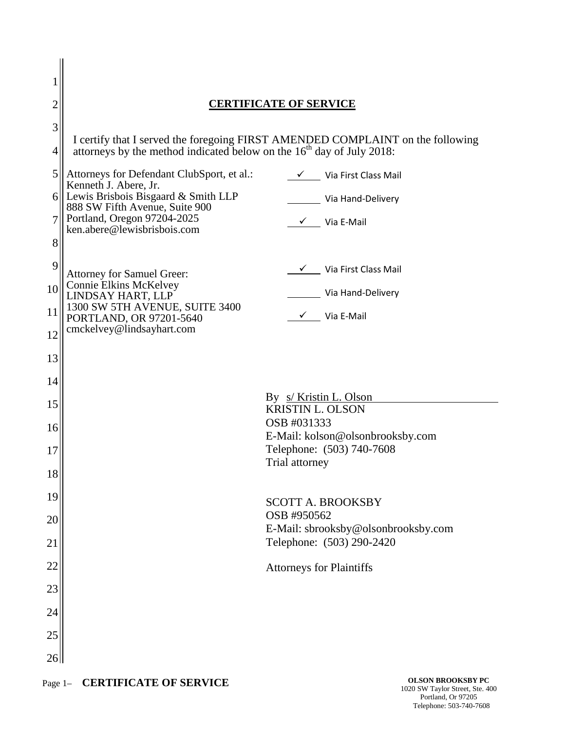## CERTIFICATE OF SERVICE

I certify that I served the foregoing FIRST AMENDED COMPLAINT on the following attorneys by the method indicated below on the 16th day of July 2018:

Attorneys for Defendant ClubSport, et al.:
Kenneth J. Abere, Jr.
Lewis Brisbois Bisgaard & Smith LLP
888 SW Fifth Avenue, Suite 900
Portland, Oregon 97204-2025
ken.abere@lewisbrisbois.com

✓ Via First Class Mail
\_\_\_\_ Via Hand-Delivery
✓ Via E-Mail

Attorney for Samuel Greer:
Connie Elkins McKelvey
LINDSAY HART, LLP
1300 SW 5TH AVENUE, SUITE 3400
PORTLAND, OR 97201-5640
cmckelvey@lindsayhart.com

✓ Via First Class Mail
\_\_\_\_ Via Hand-Delivery
✓ Via E-Mail

By s/ Kristin L. Olson
KRISTIN L. OLSON
OSB #031333
E-Mail: kolson@olsonbrooksby.com
Telephone: (503) 740-7608
Trial attorney

SCOTT A. BROOKSBY
OSB #950562
E-Mail: sbrooksby@olsonbrooksby.com
Telephone: (503) 290-2420

Attorneys for Plaintiffs